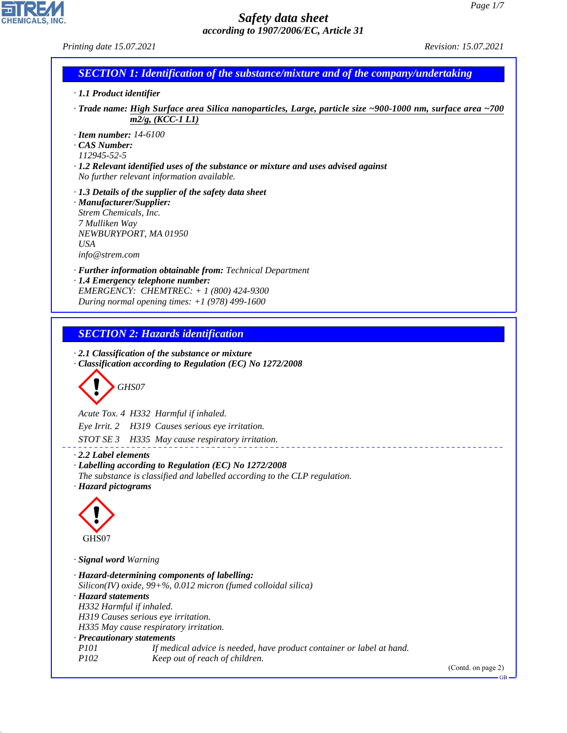# Safety data sheet
## according to 1907/2006/EC, Article 31

Printing date 15.07.2021 Revision: 15.07.2021

## SECTION 1: Identification of the substance/mixture and of the company/undertaking

· **1.1 Product identifier**

· **Trade name: High Surface area Silica nanoparticles, Large, particle size ~900-1000 nm, surface area ~700 m2/g, (KCC-1 L1)**

· **Item number:** 14-6100
· **CAS Number:**
112945-52-5
· **1.2 Relevant identified uses of the substance or mixture and uses advised against**
No further relevant information available.

· **1.3 Details of the supplier of the safety data sheet**
· **Manufacturer/Supplier:**
Strem Chemicals, Inc.
7 Mulliken Way
NEWBURYPORT, MA 01950
USA
info@strem.com

· **Further information obtainable from:** Technical Department
· **1.4 Emergency telephone number:**
EMERGENCY: CHEMTREC: + 1 (800) 424-9300
During normal opening times: +1 (978) 499-1600

## SECTION 2: Hazards identification

· **2.1 Classification of the substance or mixture**
· **Classification according to Regulation (EC) No 1272/2008**

GHS07

Acute Tox. 4 H332 Harmful if inhaled.

Eye Irrit. 2 H319 Causes serious eye irritation.

STOT SE 3 H335 May cause respiratory irritation.

· **2.2 Label elements**
· **Labelling according to Regulation (EC) No 1272/2008**
The substance is classified and labelled according to the CLP regulation.
· **Hazard pictograms**

GHS07

· **Signal word** Warning

· **Hazard-determining components of labelling:**
Silicon(IV) oxide, 99+%, 0.012 micron (fumed colloidal silica)
· **Hazard statements**
H332 Harmful if inhaled.
H319 Causes serious eye irritation.
H335 May cause respiratory irritation.
· **Precautionary statements**
P101 If medical advice is needed, have product container or label at hand.
P102 Keep out of reach of children.

(Contd. on page 2)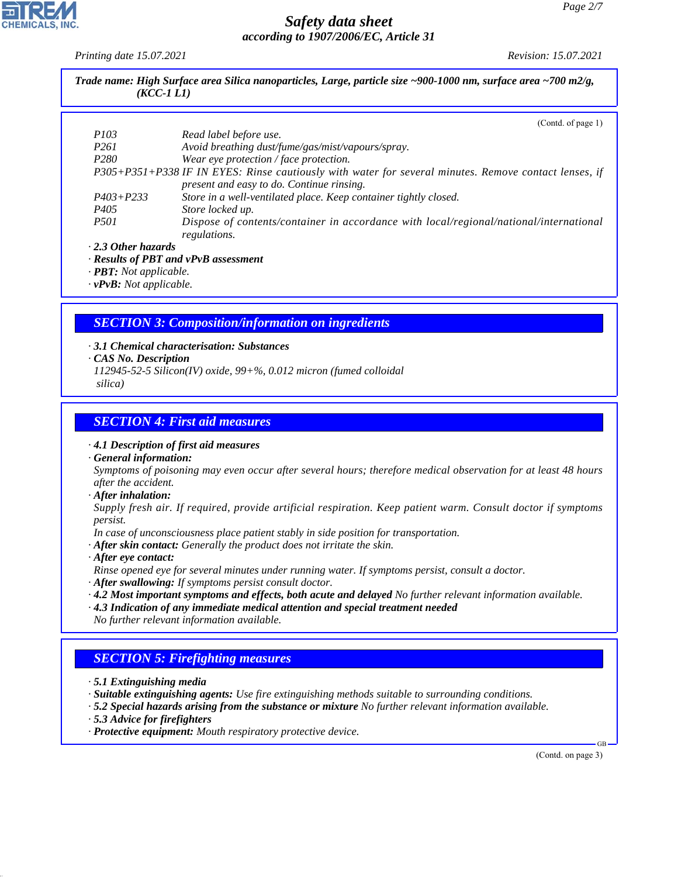**Trade name: High Surface area Silica nanoparticles, Large, particle size ~900-1000 nm, surface area ~700 m2/g, (KCC-1 L1)**

(Contd. of page 1)

| | |
|---|---|
| P103 | Read label before use. |
| P261 | Avoid breathing dust/fume/gas/mist/vapours/spray. |
| P280 | Wear eye protection / face protection. |
| P305+P351+P338 | IF IN EYES: Rinse cautiously with water for several minutes. Remove contact lenses, if present and easy to do. Continue rinsing. |
| P403+P233 | Store in a well-ventilated place. Keep container tightly closed. |
| P405 | Store locked up. |
| P501 | Dispose of contents/container in accordance with local/regional/national/international regulations. |

· **2.3 Other hazards**
· **Results of PBT and vPvB assessment**
· **PBT:** Not applicable.
· **vPvB:** Not applicable.

## SECTION 3: Composition/information on ingredients

· **3.1 Chemical characterisation: Substances**
· **CAS No. Description**
112945-52-5 Silicon(IV) oxide, 99+%, 0.012 micron (fumed colloidal silica)

## SECTION 4: First aid measures

· **4.1 Description of first aid measures**
· **General information:**
Symptoms of poisoning may even occur after several hours; therefore medical observation for at least 48 hours after the accident.
· **After inhalation:**
Supply fresh air. If required, provide artificial respiration. Keep patient warm. Consult doctor if symptoms persist.
In case of unconsciousness place patient stably in side position for transportation.
· **After skin contact:** Generally the product does not irritate the skin.
· **After eye contact:**
Rinse opened eye for several minutes under running water. If symptoms persist, consult a doctor.
· **After swallowing:** If symptoms persist consult doctor.
· **4.2 Most important symptoms and effects, both acute and delayed** No further relevant information available.
· **4.3 Indication of any immediate medical attention and special treatment needed**
No further relevant information available.

## SECTION 5: Firefighting measures

· **5.1 Extinguishing media**
· **Suitable extinguishing agents:** Use fire extinguishing methods suitable to surrounding conditions.
· **5.2 Special hazards arising from the substance or mixture** No further relevant information available.
· **5.3 Advice for firefighters**
· **Protective equipment:** Mouth respiratory protective device.

(Contd. on page 3)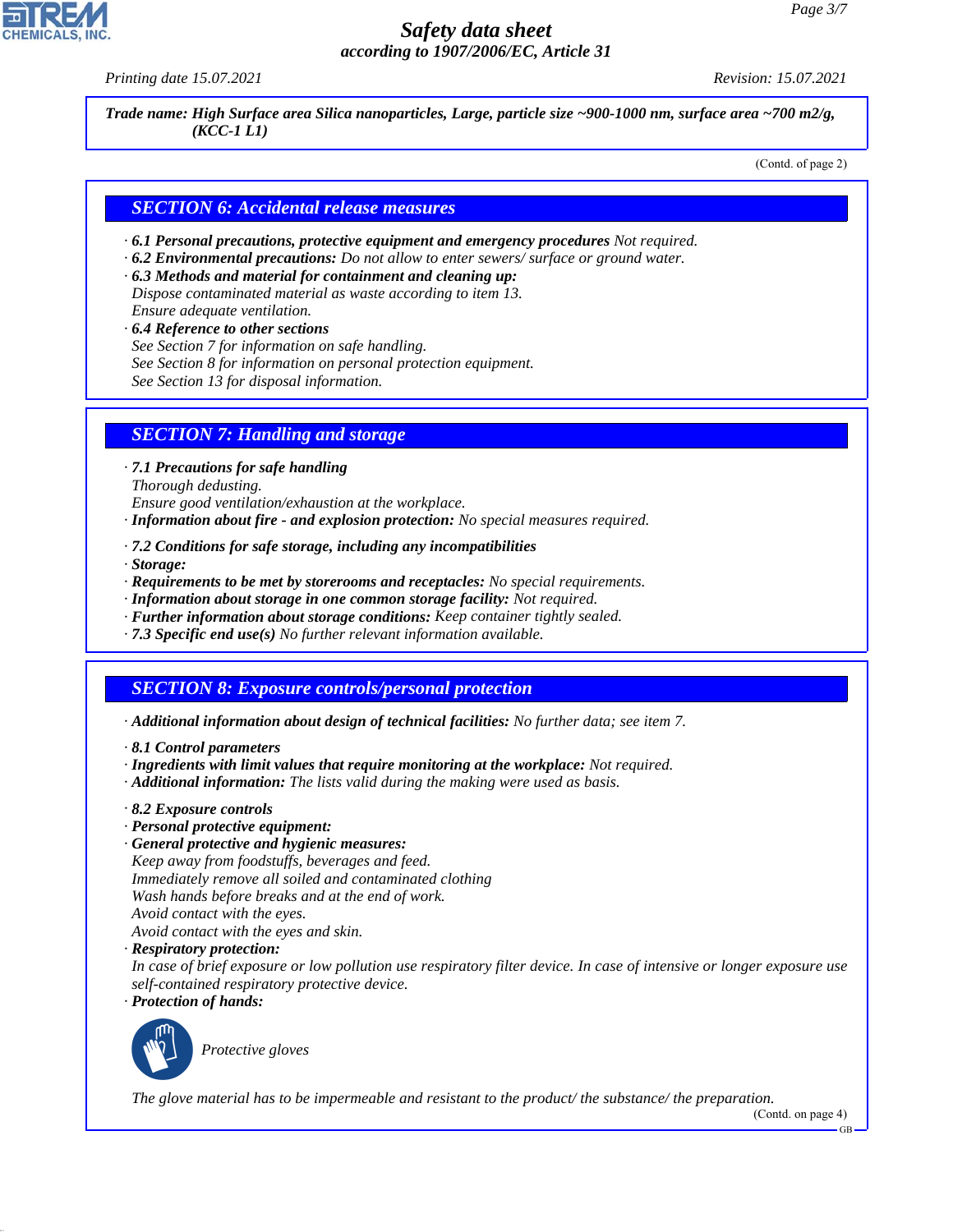**Trade name: High Surface area Silica nanoparticles, Large, particle size ~900-1000 nm, surface area ~700 m2/g, (KCC-1 L1)**

(Contd. of page 2)

## SECTION 6: Accidental release measures

· **6.1 Personal precautions, protective equipment and emergency procedures** Not required.
· **6.2 Environmental precautions:** Do not allow to enter sewers/ surface or ground water.
· **6.3 Methods and material for containment and cleaning up:**
Dispose contaminated material as waste according to item 13.
Ensure adequate ventilation.
· **6.4 Reference to other sections**
See Section 7 for information on safe handling.
See Section 8 for information on personal protection equipment.
See Section 13 for disposal information.

## SECTION 7: Handling and storage

· **7.1 Precautions for safe handling**
Thorough dedusting.
Ensure good ventilation/exhaustion at the workplace.
· **Information about fire - and explosion protection:** No special measures required.

· **7.2 Conditions for safe storage, including any incompatibilities**
· **Storage:**
· **Requirements to be met by storerooms and receptacles:** No special requirements.
· **Information about storage in one common storage facility:** Not required.
· **Further information about storage conditions:** Keep container tightly sealed.
· **7.3 Specific end use(s)** No further relevant information available.

## SECTION 8: Exposure controls/personal protection

· **Additional information about design of technical facilities:** No further data; see item 7.

· **8.1 Control parameters**
· **Ingredients with limit values that require monitoring at the workplace:** Not required.
· **Additional information:** The lists valid during the making were used as basis.

· **8.2 Exposure controls**
· **Personal protective equipment:**
· **General protective and hygienic measures:**
Keep away from foodstuffs, beverages and feed.
Immediately remove all soiled and contaminated clothing
Wash hands before breaks and at the end of work.
Avoid contact with the eyes.
Avoid contact with the eyes and skin.
· **Respiratory protection:**
In case of brief exposure or low pollution use respiratory filter device. In case of intensive or longer exposure use self-contained respiratory protective device.
· **Protection of hands:**

Protective gloves

The glove material has to be impermeable and resistant to the product/ the substance/ the preparation.

(Contd. on page 4)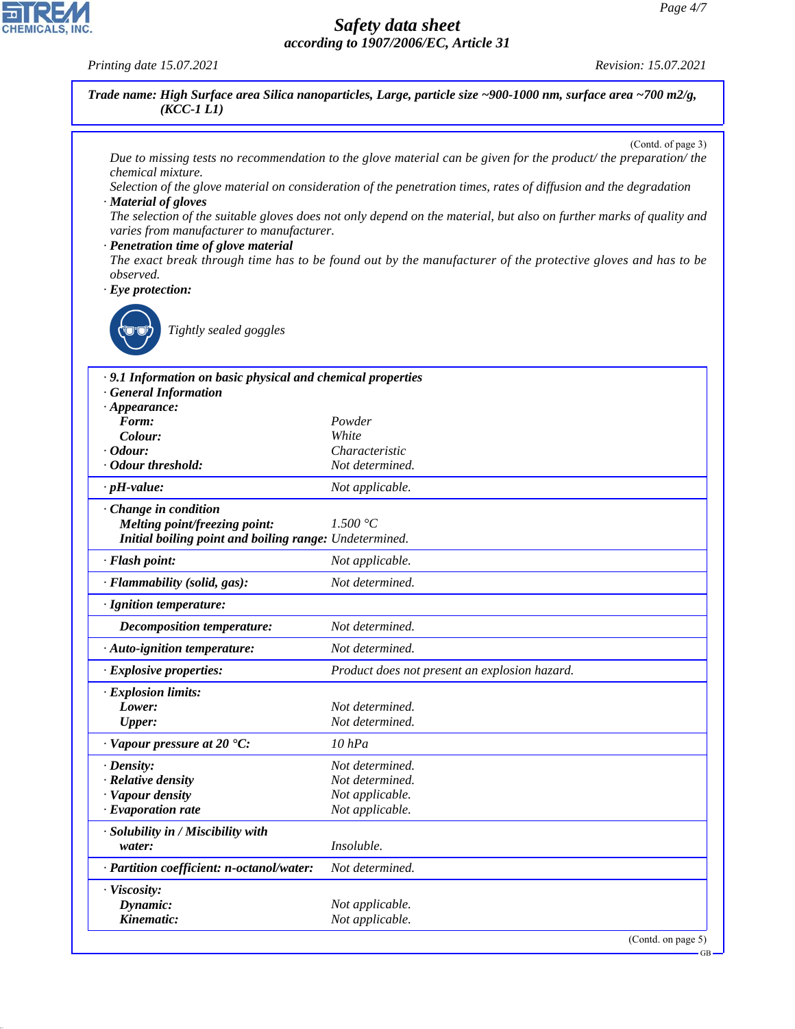**Trade name: High Surface area Silica nanoparticles, Large, particle size ~900-1000 nm, surface area ~700 m2/g, (KCC-1 L1)**

(Contd. of page 3)

Due to missing tests no recommendation to the glove material can be given for the product/ the preparation/ the chemical mixture.
Selection of the glove material on consideration of the penetration times, rates of diffusion and the degradation

· **Material of gloves**
The selection of the suitable gloves does not only depend on the material, but also on further marks of quality and varies from manufacturer to manufacturer.

· **Penetration time of glove material**
The exact break through time has to be found out by the manufacturer of the protective gloves and has to be observed.

· **Eye protection:**

Tightly sealed goggles

| · **9.1 Information on basic physical and chemical properties** | |
|---|---|
| · **General Information** | |
| · **Appearance:** | |
| **Form:** | Powder |
| **Colour:** | White |
| · **Odour:** | Characteristic |
| · **Odour threshold:** | Not determined. |
| · **pH-value:** | Not applicable. |
| · **Change in condition** | |
| **Melting point/freezing point:** | 1.500 °C |
| **Initial boiling point and boiling range:** | Undetermined. |
| · **Flash point:** | Not applicable. |
| · **Flammability (solid, gas):** | Not determined. |
| · **Ignition temperature:** | |
| **Decomposition temperature:** | Not determined. |
| · **Auto-ignition temperature:** | Not determined. |
| · **Explosive properties:** | Product does not present an explosion hazard. |
| · **Explosion limits:** | |
| **Lower:** | Not determined. |
| **Upper:** | Not determined. |
| · **Vapour pressure at 20 °C:** | 10 hPa |
| · **Density:** | Not determined. |
| · **Relative density** | Not determined. |
| · **Vapour density** | Not applicable. |
| · **Evaporation rate** | Not applicable. |
| · **Solubility in / Miscibility with** | |
| **water:** | Insoluble. |
| · **Partition coefficient: n-octanol/water:** | Not determined. |
| · **Viscosity:** | |
| **Dynamic:** | Not applicable. |
| **Kinematic:** | Not applicable. |

(Contd. on page 5)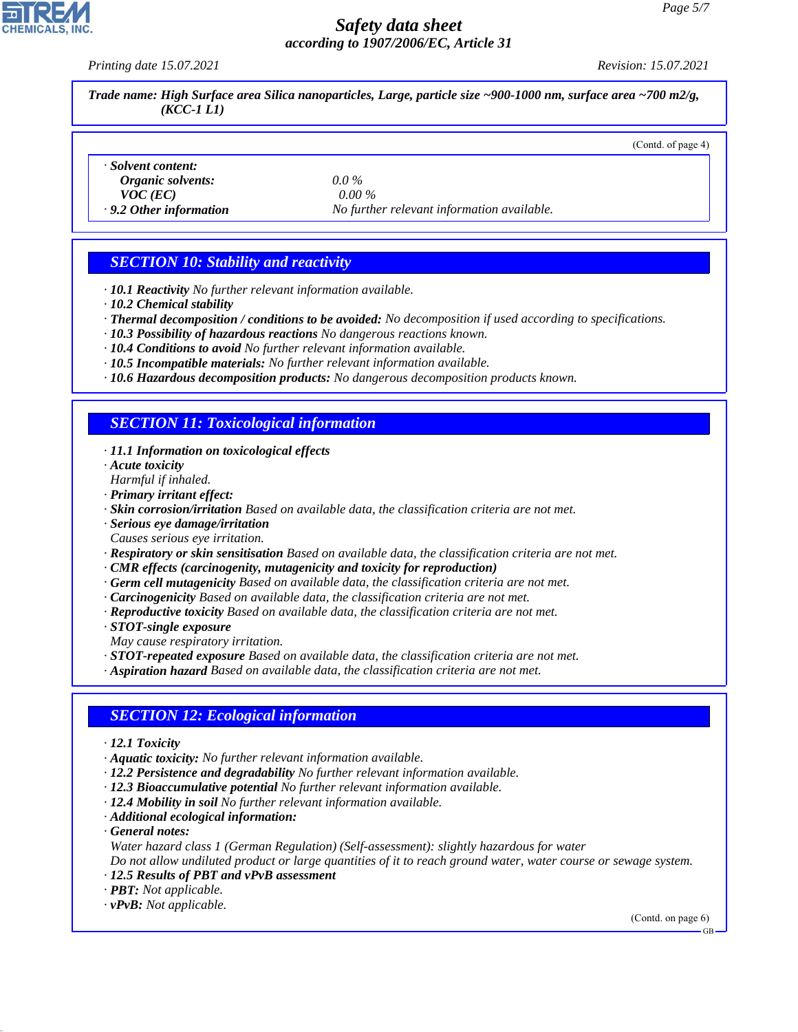*Trade name: High Surface area Silica nanoparticles, Large, particle size ~900-1000 nm, surface area ~700 m2/g, (KCC-1 L1)*

(Contd. of page 4)

· **Solent content:**

| | |
|---|---|
| **Organic solvents:** | 0.0 % |
| **VOC (EC)** | 0.00 % |
| · **9.2 Other information** | No further relevant information available. |

## SECTION 10: Stability and reactivity

· **10.1 Reactivity** No further relevant information available.
· **10.2 Chemical stability**
· **Thermal decomposition / conditions to be avoided:** No decomposition if used according to specifications.
· **10.3 Possibility of hazardous reactions** No dangerous reactions known.
· **10.4 Conditions to avoid** No further relevant information available.
· **10.5 Incompatible materials:** No further relevant information available.
· **10.6 Hazardous decomposition products:** No dangerous decomposition products known.

## SECTION 11: Toxicological information

· **11.1 Information on toxicological effects**
· **Acute toxicity**
Harmful if inhaled.
· **Primary irritant effect:**
· **Skin corrosion/irritation** Based on available data, the classification criteria are not met.
· **Serious eye damage/irritation**
Causes serious eye irritation.
· **Respiratory or skin sensitisation** Based on available data, the classification criteria are not met.
· **CMR effects (carcinogenity, mutagenicity and toxicity for reproduction)**
· **Germ cell mutagenicity** Based on available data, the classification criteria are not met.
· **Carcinogenicity** Based on available data, the classification criteria are not met.
· **Reproductive toxicity** Based on available data, the classification criteria are not met.
· **STOT-single exposure**
May cause respiratory irritation.
· **STOT-repeated exposure** Based on available data, the classification criteria are not met.
· **Aspiration hazard** Based on available data, the classification criteria are not met.

## SECTION 12: Ecological information

· **12.1 Toxicity**
· **Aquatic toxicity:** No further relevant information available.
· **12.2 Persistence and degradability** No further relevant information available.
· **12.3 Bioaccumulative potential** No further relevant information available.
· **12.4 Mobility in soil** No further relevant information available.
· **Additional ecological information:**
· **General notes:**
Water hazard class 1 (German Regulation) (Self-assessment): slightly hazardous for water
Do not allow undiluted product or large quantities of it to reach ground water, water course or sewage system.
· **12.5 Results of PBT and vPvB assessment**
· **PBT:** Not applicable.
· **vPvB:** Not applicable.

(Contd. on page 6)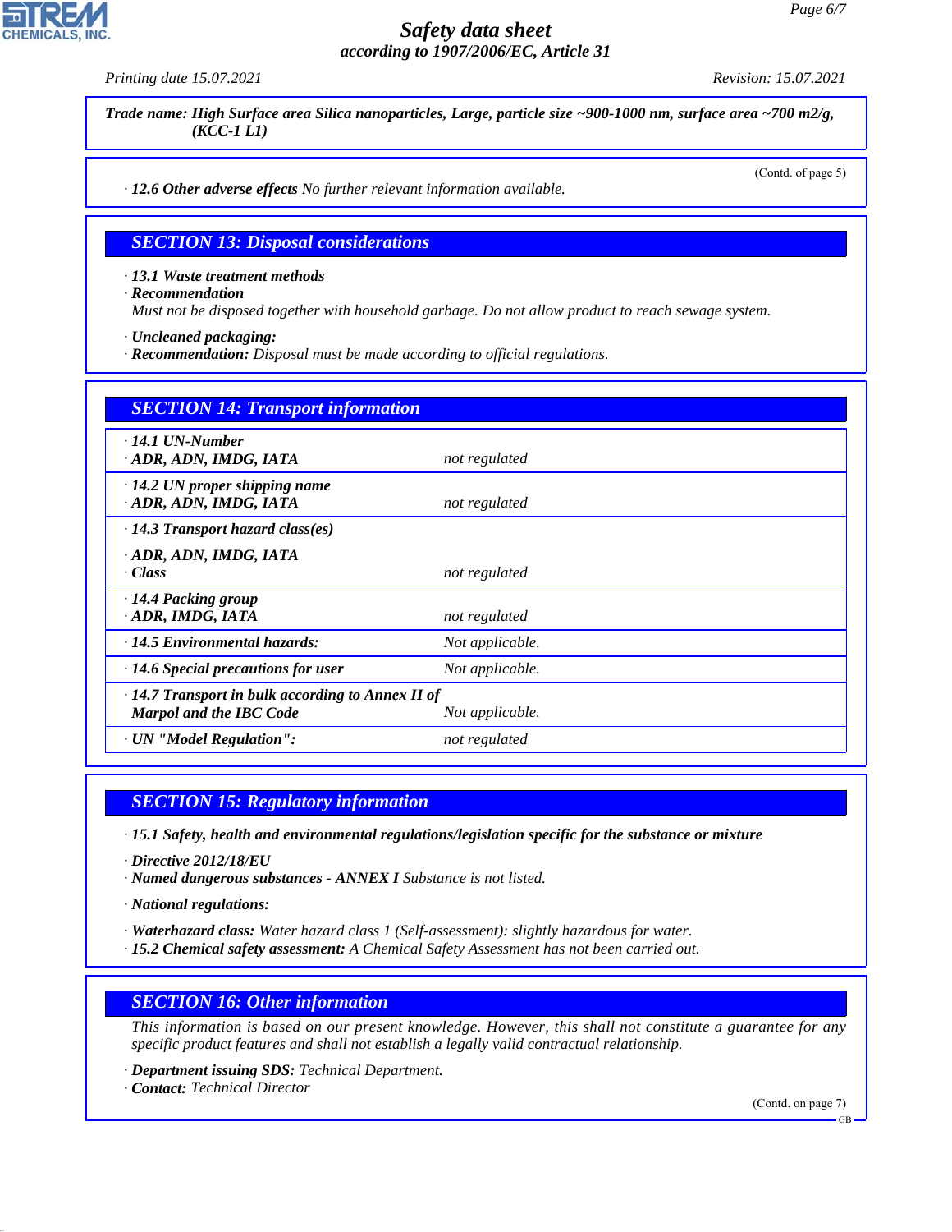Trade name: High Surface area Silica nanoparticles, Large, particle size ~900-1000 nm, surface area ~700 m2/g, (KCC-1 L1)

(Contd. of page 5)

· **12.6 Other adverse effects** *No further relevant information available.*

## SECTION 13: Disposal considerations

· **13.1 Waste treatment methods**
· **Recommendation**
*Must not be disposed together with household garbage. Do not allow product to reach sewage system.*

· **Uncleaned packaging:**
· **Recommendation:** *Disposal must be made according to official regulations.*

## SECTION 14: Transport information

| | |
|---|---|
| · **14.1 UN-Number**<br>· **ADR, ADN, IMDG, IATA** | not regulated |
| · **14.2 UN proper shipping name**<br>· **ADR, ADN, IMDG, IATA** | not regulated |
| · **14.3 Transport hazard class(es)**<br>· **ADR, ADN, IMDG, IATA**<br>· **Class** | not regulated |
| · **14.4 Packing group**<br>· **ADR, IMDG, IATA** | not regulated |
| · **14.5 Environmental hazards:** | Not applicable. |
| · **14.6 Special precautions for user** | Not applicable. |
| · **14.7 Transport in bulk according to Annex II of Marpol and the IBC Code** | Not applicable. |
| · **UN "Model Regulation":** | not regulated |

## SECTION 15: Regulatory information

· **15.1 Safety, health and environmental regulations/legislation specific for the substance or mixture**

· **Directive 2012/18/EU**
· **Named dangerous substances - ANNEX I** *Substance is not listed.*

· **National regulations:**

· **Waterhazard class:** *Water hazard class 1 (Self-assessment): slightly hazardous for water.*
· **15.2 Chemical safety assessment:** *A Chemical Safety Assessment has not been carried out.*

## SECTION 16: Other information

*This information is based on our present knowledge. However, this shall not constitute a guarantee for any specific product features and shall not establish a legally valid contractual relationship.*

· **Department issuing SDS:** *Technical Department.*
· **Contact:** *Technical Director*

(Contd. on page 7)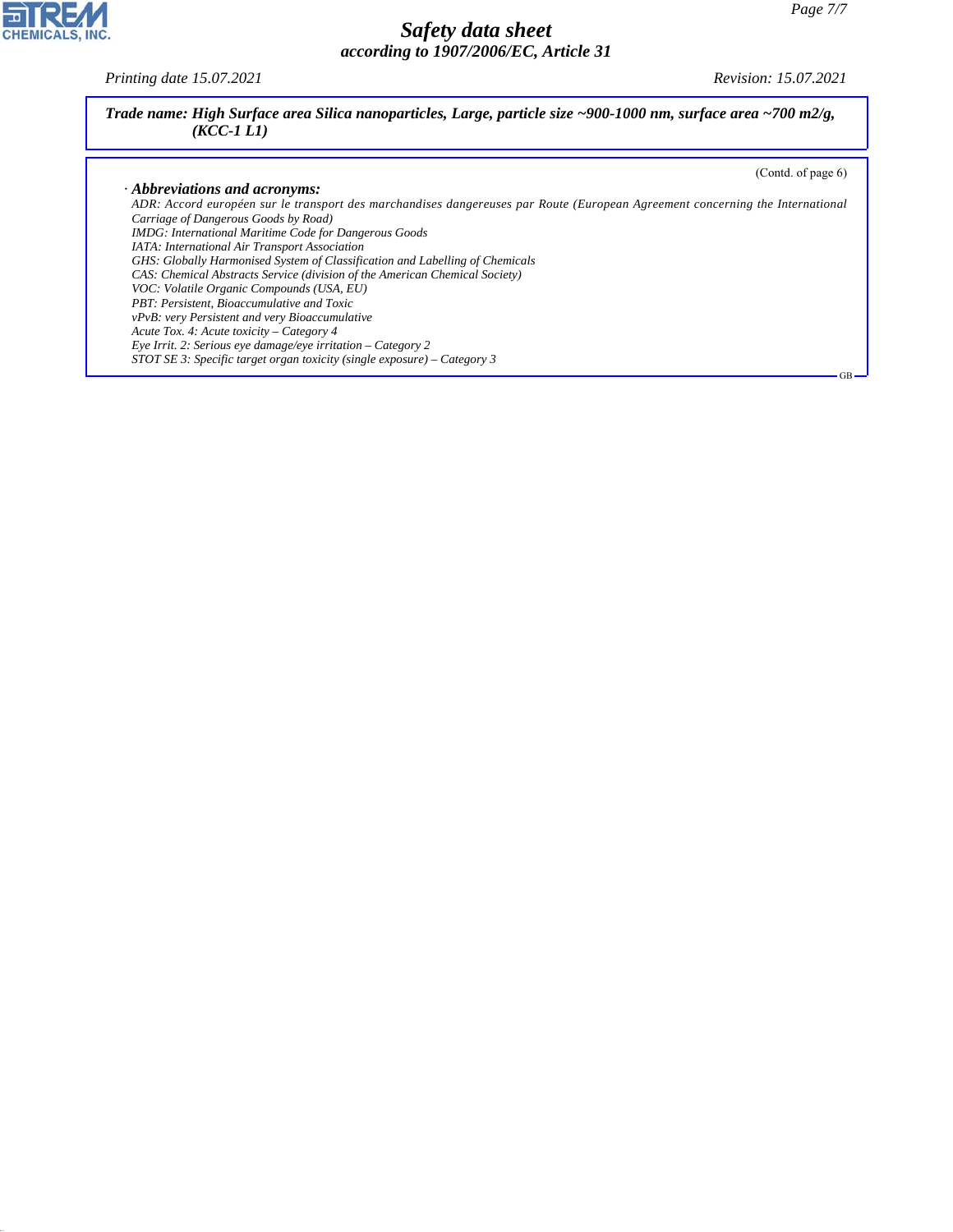**Trade name: High Surface area Silica nanoparticles, Large, particle size ~900-1000 nm, surface area ~700 m2/g, (KCC-1 L1)**

(Contd. of page 6)

· ***Abbreviations and acronyms:***

*ADR: Accord européen sur le transport des marchandises dangereuses par Route (European Agreement concerning the International Carriage of Dangerous Goods by Road)*
*IMDG: International Maritime Code for Dangerous Goods*
*IATA: International Air Transport Association*
*GHS: Globally Harmonised System of Classification and Labelling of Chemicals*
*CAS: Chemical Abstracts Service (division of the American Chemical Society)*
*VOC: Volatile Organic Compounds (USA, EU)*
*PBT: Persistent, Bioaccumulative and Toxic*
*vPvB: very Persistent and very Bioaccumulative*
*Acute Tox. 4: Acute toxicity – Category 4*
*Eye Irrit. 2: Serious eye damage/eye irritation – Category 2*
*STOT SE 3: Specific target organ toxicity (single exposure) – Category 3*

GB